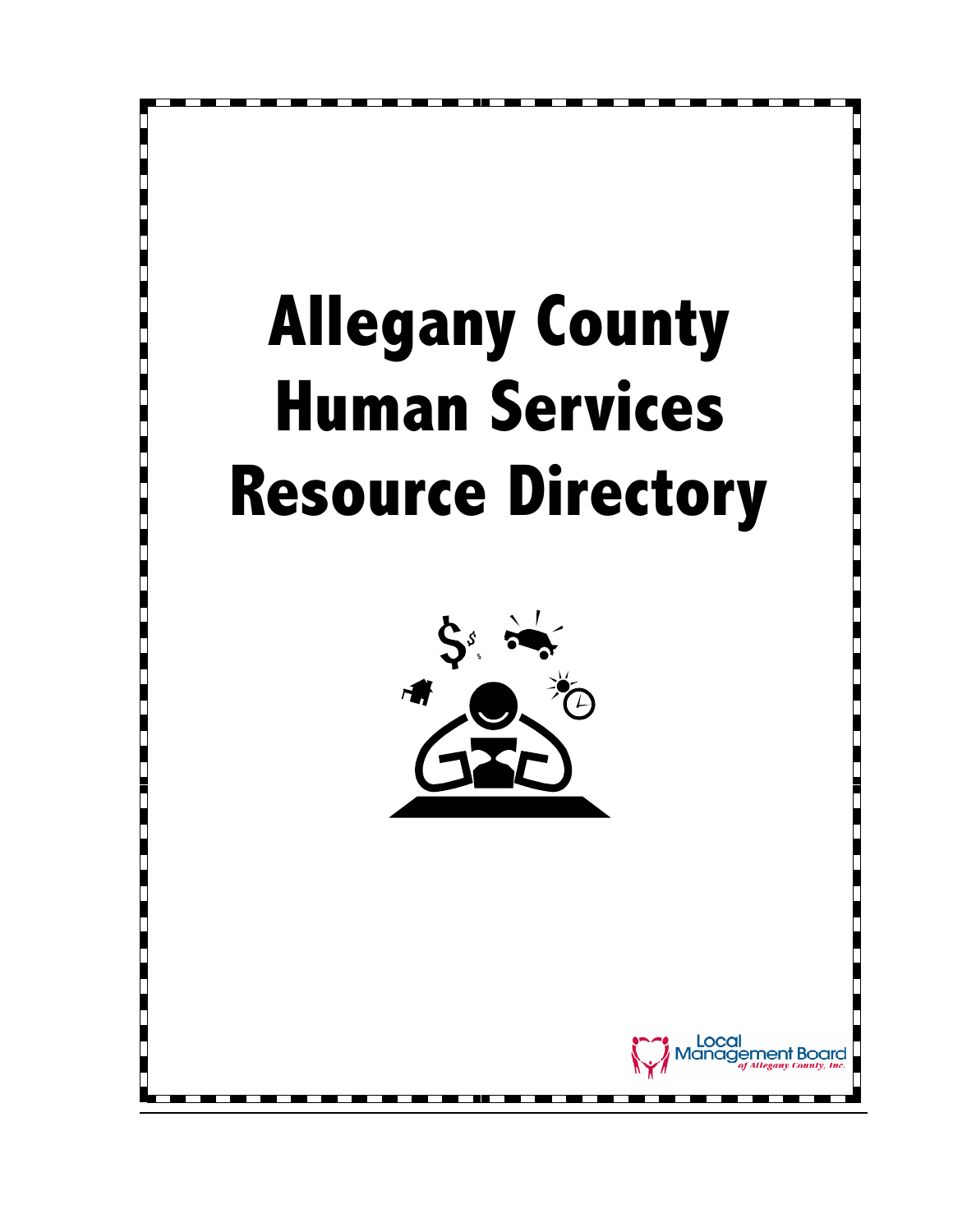# Allegany County Human Services Resource Directory

Local Management Board *of Allegany County, Inc.*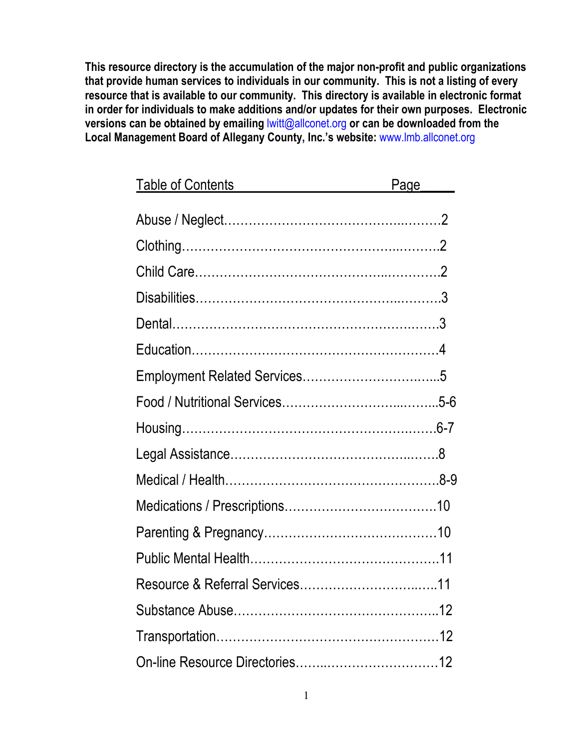**This resource directory is the accumulation of the major non-profit and public organizations that provide human services to individuals in our community. This is not a listing of every resource that is available to our community. This directory is available in electronic format in order for individuals to make additions and/or updates for their own purposes. Electronic versions can be obtained by emailing lwitt@allconet.org or can be downloaded from the Local Management Board of Allegany County, Inc.'s website: www.lmb.allconet.org**

| Table of Contents | Page |
|---|---|
| Abuse / Neglect | 2 |
| Clothing | 2 |
| Child Care | 2 |
| Disabilities | 3 |
| Dental | 3 |
| Education | 4 |
| Employment Related Services | 5 |
| Food / Nutritional Services | 5-6 |
| Housing | 6-7 |
| Legal Assistance | 8 |
| Medical / Health | 8-9 |
| Medications / Prescriptions | 10 |
| Parenting & Pregnancy | 10 |
| Public Mental Health | 11 |
| Resource & Referral Services | 11 |
| Substance Abuse | 12 |
| Transportation | 12 |
| On-line Resource Directories | 12 |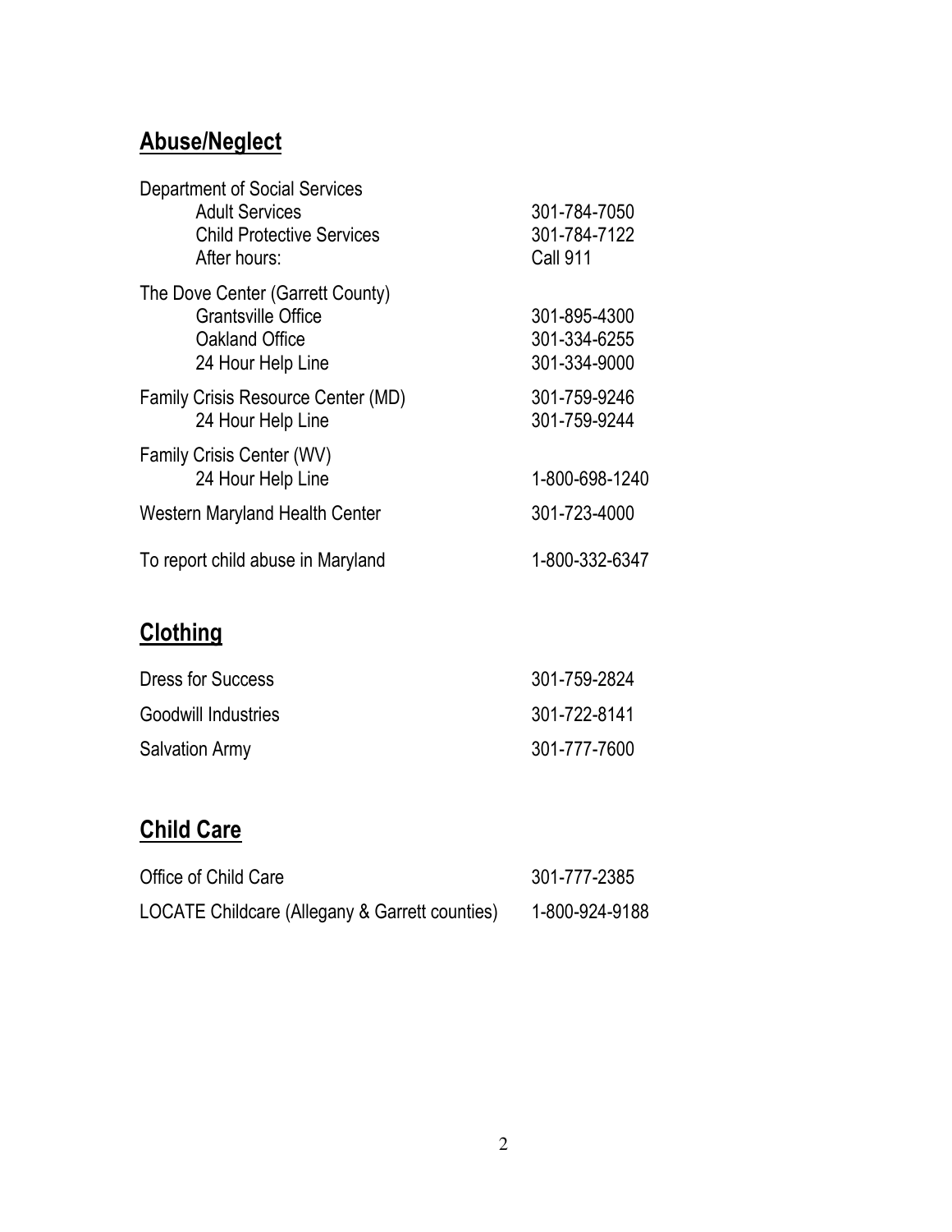## Abuse/Neglect

| | |
|---|---|
| Department of Social Services | |
| Adult Services | 301-784-7050 |
| Child Protective Services | 301-784-7122 |
| After hours: | Call 911 |
| The Dove Center (Garrett County) | |
| Grantsville Office | 301-895-4300 |
| Oakland Office | 301-334-6255 |
| 24 Hour Help Line | 301-334-9000 |
| Family Crisis Resource Center (MD) | 301-759-9246 |
| 24 Hour Help Line | 301-759-9244 |
| Family Crisis Center (WV) | |
| 24 Hour Help Line | 1-800-698-1240 |
| Western Maryland Health Center | 301-723-4000 |
| To report child abuse in Maryland | 1-800-332-6347 |

## Clothing

| | |
|---|---|
| Dress for Success | 301-759-2824 |
| Goodwill Industries | 301-722-8141 |
| Salvation Army | 301-777-7600 |

## Child Care

| | |
|---|---|
| Office of Child Care | 301-777-2385 |
| LOCATE Childcare (Allegany & Garrett counties) | 1-800-924-9188 |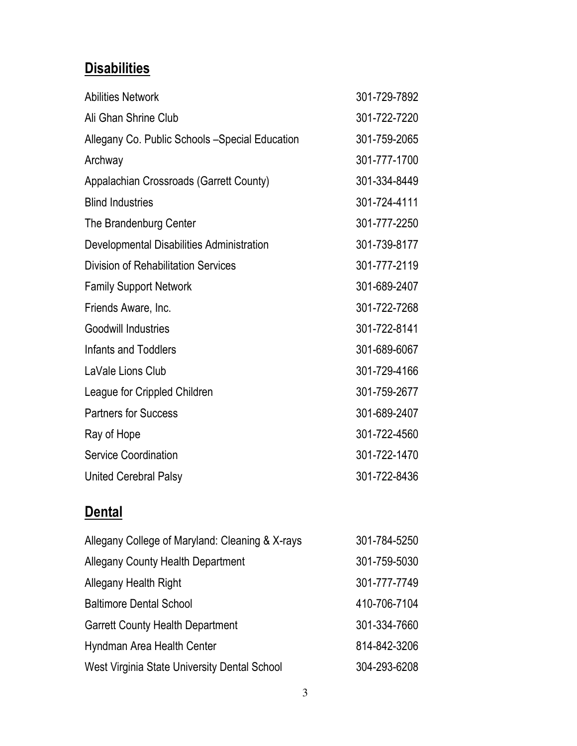## Disabilities

| | |
|---|---|
| Abilities Network | 301-729-7892 |
| Ali Ghan Shrine Club | 301-722-7220 |
| Allegany Co. Public Schools –Special Education | 301-759-2065 |
| Archway | 301-777-1700 |
| Appalachian Crossroads (Garrett County) | 301-334-8449 |
| Blind Industries | 301-724-4111 |
| The Brandenburg Center | 301-777-2250 |
| Developmental Disabilities Administration | 301-739-8177 |
| Division of Rehabilitation Services | 301-777-2119 |
| Family Support Network | 301-689-2407 |
| Friends Aware, Inc. | 301-722-7268 |
| Goodwill Industries | 301-722-8141 |
| Infants and Toddlers | 301-689-6067 |
| LaVale Lions Club | 301-729-4166 |
| League for Crippled Children | 301-759-2677 |
| Partners for Success | 301-689-2407 |
| Ray of Hope | 301-722-4560 |
| Service Coordination | 301-722-1470 |
| United Cerebral Palsy | 301-722-8436 |

## Dental

| | |
|---|---|
| Allegany College of Maryland: Cleaning & X-rays | 301-784-5250 |
| Allegany County Health Department | 301-759-5030 |
| Allegany Health Right | 301-777-7749 |
| Baltimore Dental School | 410-706-7104 |
| Garrett County Health Department | 301-334-7660 |
| Hyndman Area Health Center | 814-842-3206 |
| West Virginia State University Dental School | 304-293-6208 |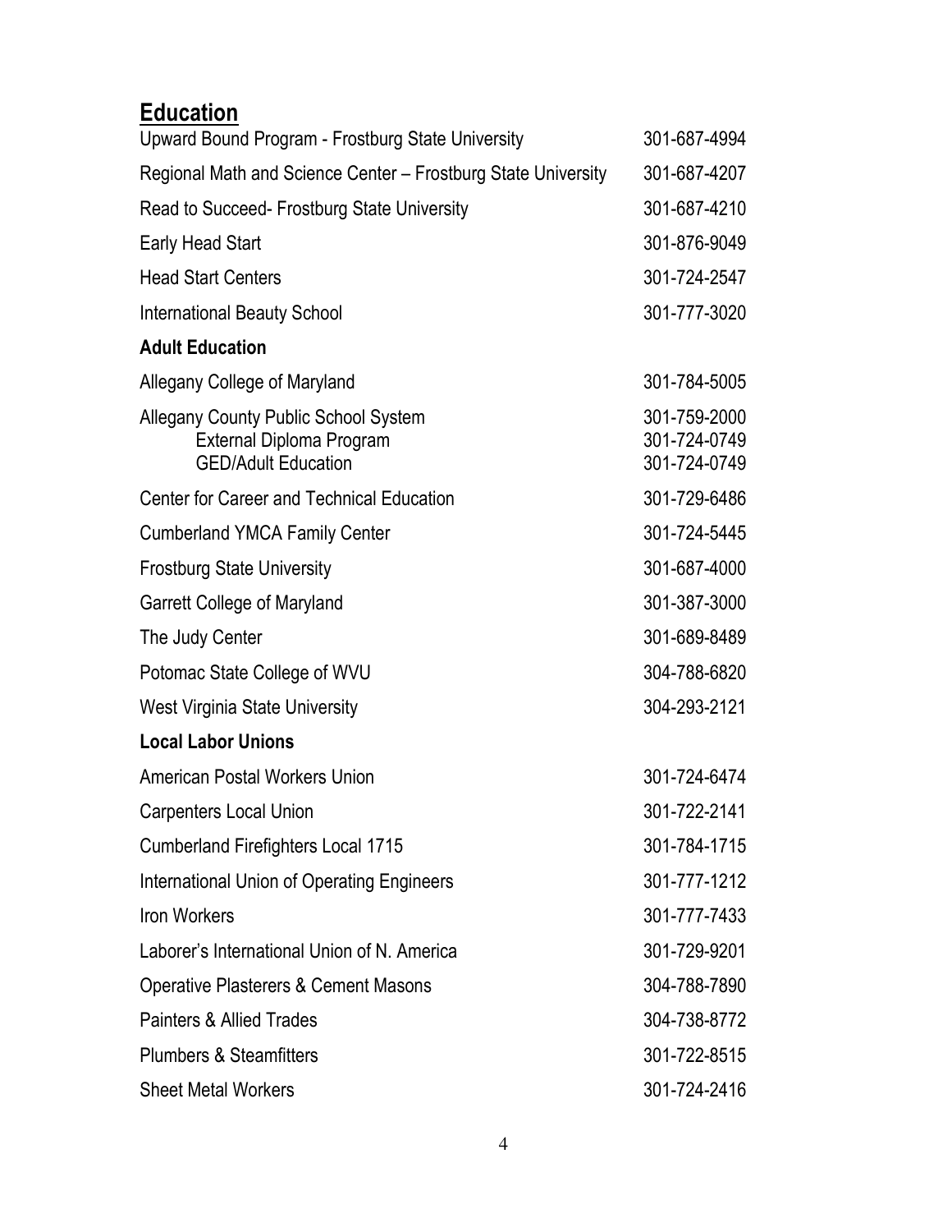## Education

| | |
|---|---|
| Upward Bound Program - Frostburg State University | 301-687-4994 |
| Regional Math and Science Center – Frostburg State University | 301-687-4207 |
| Read to Succeed- Frostburg State University | 301-687-4210 |
| Early Head Start | 301-876-9049 |
| Head Start Centers | 301-724-2547 |
| International Beauty School | 301-777-3020 |

### Adult Education

| | |
|---|---|
| Allegany College of Maryland | 301-784-5005 |
| Allegany County Public School System | 301-759-2000 |
| External Diploma Program | 301-724-0749 |
| GED/Adult Education | 301-724-0749 |
| Center for Career and Technical Education | 301-729-6486 |
| Cumberland YMCA Family Center | 301-724-5445 |
| Frostburg State University | 301-687-4000 |
| Garrett College of Maryland | 301-387-3000 |
| The Judy Center | 301-689-8489 |
| Potomac State College of WVU | 304-788-6820 |
| West Virginia State University | 304-293-2121 |

### Local Labor Unions

| | |
|---|---|
| American Postal Workers Union | 301-724-6474 |
| Carpenters Local Union | 301-722-2141 |
| Cumberland Firefighters Local 1715 | 301-784-1715 |
| International Union of Operating Engineers | 301-777-1212 |
| Iron Workers | 301-777-7433 |
| Laborer's International Union of N. America | 301-729-9201 |
| Operative Plasterers & Cement Masons | 304-788-7890 |
| Painters & Allied Trades | 304-738-8772 |
| Plumbers & Steamfitters | 301-722-8515 |
| Sheet Metal Workers | 301-724-2416 |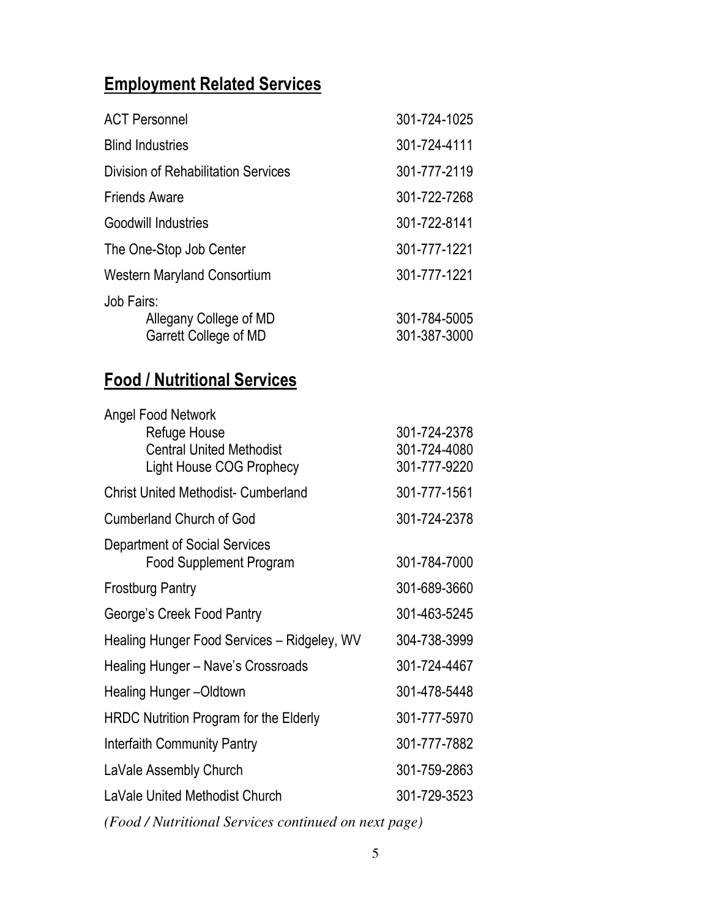## Employment Related Services

| | |
|---|---|
| ACT Personnel | 301-724-1025 |
| Blind Industries | 301-724-4111 |
| Division of Rehabilitation Services | 301-777-2119 |
| Friends Aware | 301-722-7268 |
| Goodwill Industries | 301-722-8141 |
| The One-Stop Job Center | 301-777-1221 |
| Western Maryland Consortium | 301-777-1221 |
| Job Fairs: | |
| Allegany College of MD | 301-784-5005 |
| Garrett College of MD | 301-387-3000 |

## Food / Nutritional Services

| | |
|---|---|
| Angel Food Network | |
| Refuge House | 301-724-2378 |
| Central United Methodist | 301-724-4080 |
| Light House COG Prophecy | 301-777-9220 |
| Christ United Methodist- Cumberland | 301-777-1561 |
| Cumberland Church of God | 301-724-2378 |
| Department of Social Services | |
| Food Supplement Program | 301-784-7000 |
| Frostburg Pantry | 301-689-3660 |
| George's Creek Food Pantry | 301-463-5245 |
| Healing Hunger Food Services – Ridgeley, WV | 304-738-3999 |
| Healing Hunger – Nave's Crossroads | 301-724-4467 |
| Healing Hunger –Oldtown | 301-478-5448 |
| HRDC Nutrition Program for the Elderly | 301-777-5970 |
| Interfaith Community Pantry | 301-777-7882 |
| LaVale Assembly Church | 301-759-2863 |
| LaVale United Methodist Church | 301-729-3523 |

*(Food / Nutritional Services continued on next page)*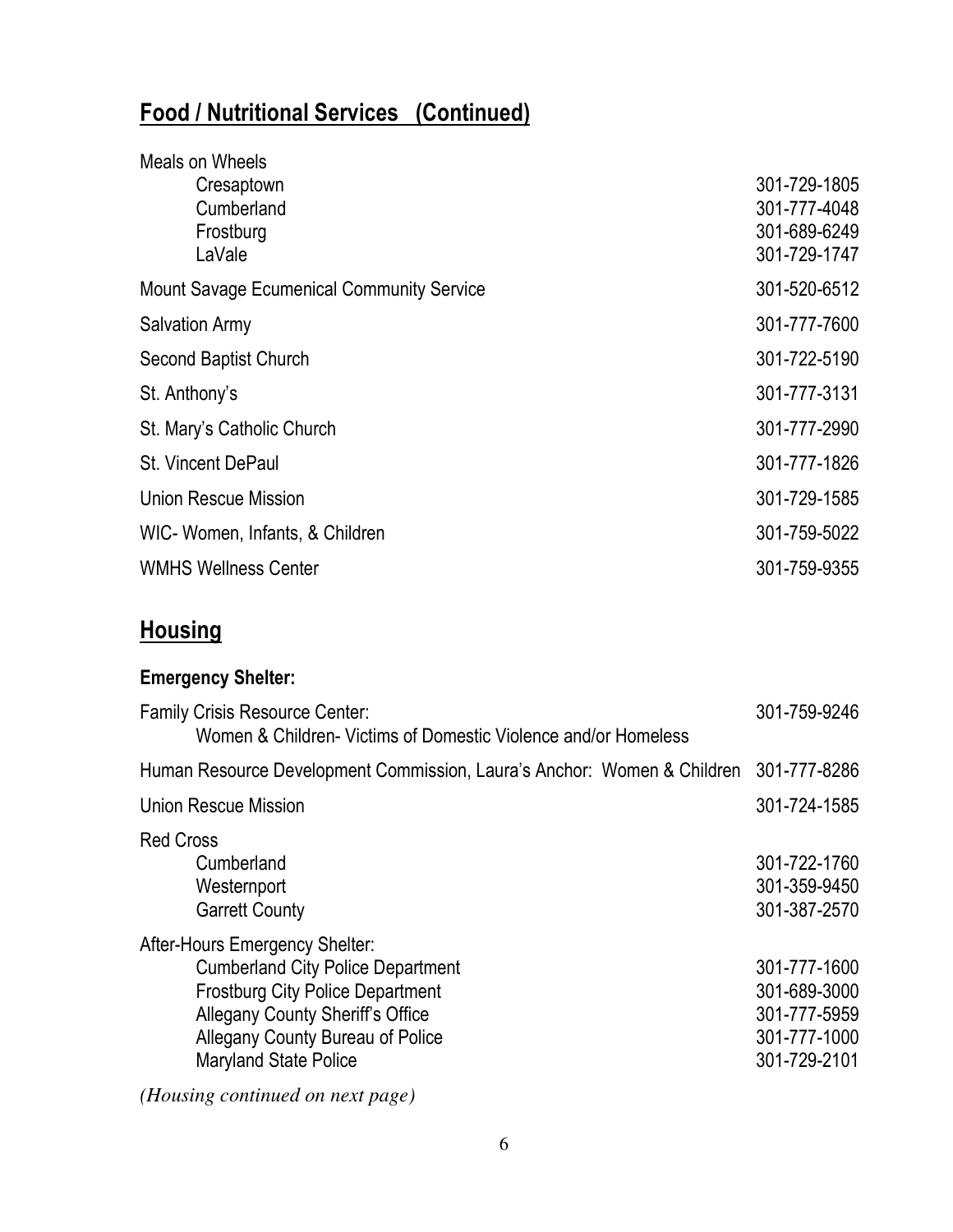## Food / Nutritional Services (Continued)

| | |
|---|---|
| Meals on Wheels | |
| Cresaptown | 301-729-1805 |
| Cumberland | 301-777-4048 |
| Frostburg | 301-689-6249 |
| LaVale | 301-729-1747 |
| Mount Savage Ecumenical Community Service | 301-520-6512 |
| Salvation Army | 301-777-7600 |
| Second Baptist Church | 301-722-5190 |
| St. Anthony's | 301-777-3131 |
| St. Mary's Catholic Church | 301-777-2990 |
| St. Vincent DePaul | 301-777-1826 |
| Union Rescue Mission | 301-729-1585 |
| WIC- Women, Infants, & Children | 301-759-5022 |
| WMHS Wellness Center | 301-759-9355 |

## Housing

### Emergency Shelter:

| | |
|---|---|
| Family Crisis Resource Center: Women & Children- Victims of Domestic Violence and/or Homeless | 301-759-9246 |
| Human Resource Development Commission, Laura's Anchor: Women & Children | 301-777-8286 |
| Union Rescue Mission | 301-724-1585 |
| Red Cross | |
| Cumberland | 301-722-1760 |
| Westernport | 301-359-9450 |
| Garrett County | 301-387-2570 |
| After-Hours Emergency Shelter: | |
| Cumberland City Police Department | 301-777-1600 |
| Frostburg City Police Department | 301-689-3000 |
| Allegany County Sheriff's Office | 301-777-5959 |
| Allegany County Bureau of Police | 301-777-1000 |
| Maryland State Police | 301-729-2101 |

*(Housing continued on next page)*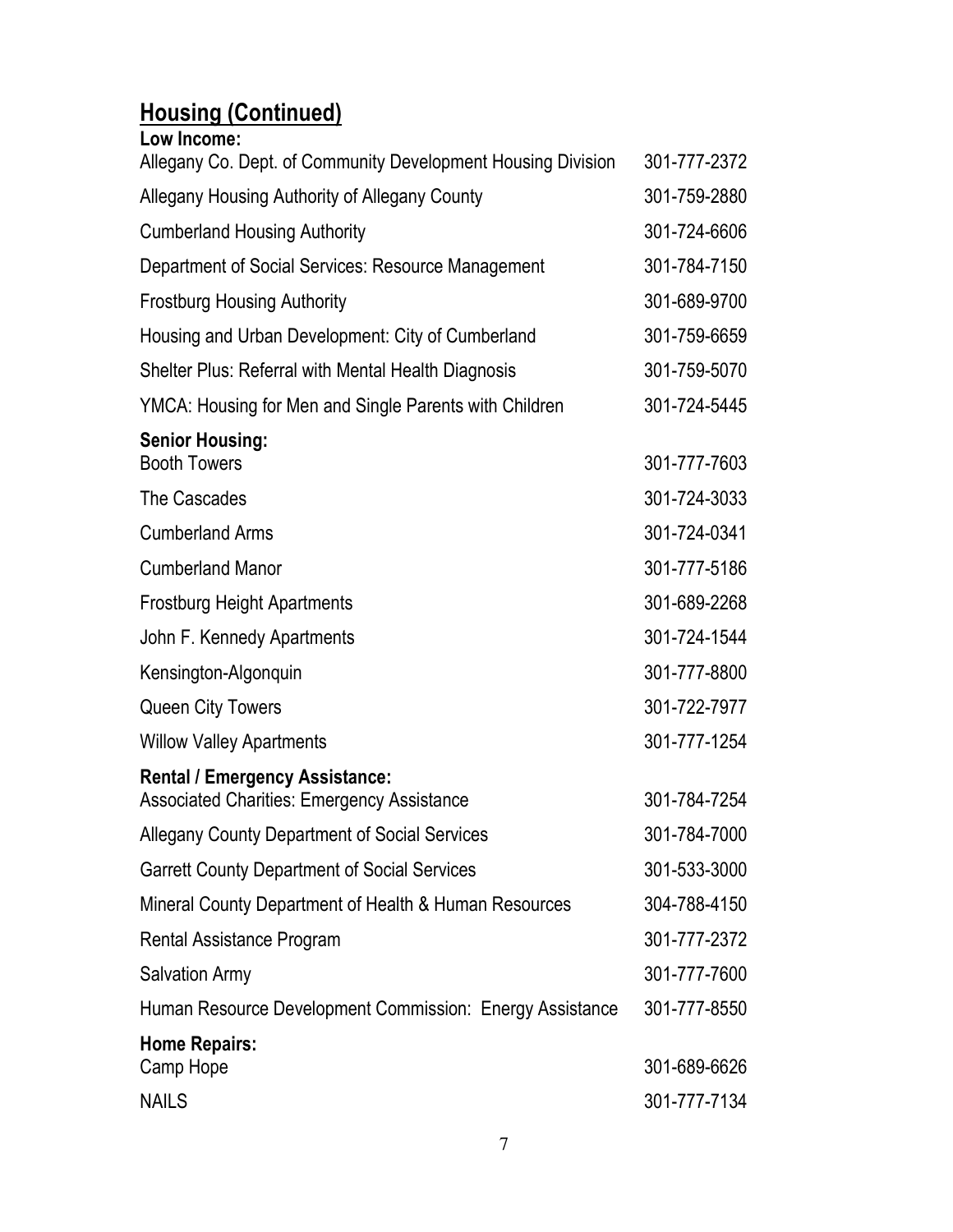## Housing (Continued)

**Low Income:**

| | |
|---|---|
| Allegany Co. Dept. of Community Development Housing Division | 301-777-2372 |
| Allegany Housing Authority of Allegany County | 301-759-2880 |
| Cumberland Housing Authority | 301-724-6606 |
| Department of Social Services: Resource Management | 301-784-7150 |
| Frostburg Housing Authority | 301-689-9700 |
| Housing and Urban Development: City of Cumberland | 301-759-6659 |
| Shelter Plus: Referral with Mental Health Diagnosis | 301-759-5070 |
| YMCA: Housing for Men and Single Parents with Children | 301-724-5445 |

**Senior Housing:**

| | |
|---|---|
| Booth Towers | 301-777-7603 |
| The Cascades | 301-724-3033 |
| Cumberland Arms | 301-724-0341 |
| Cumberland Manor | 301-777-5186 |
| Frostburg Height Apartments | 301-689-2268 |
| John F. Kennedy Apartments | 301-724-1544 |
| Kensington-Algonquin | 301-777-8800 |
| Queen City Towers | 301-722-7977 |
| Willow Valley Apartments | 301-777-1254 |

**Rental / Emergency Assistance:**

| | |
|---|---|
| Associated Charities: Emergency Assistance | 301-784-7254 |
| Allegany County Department of Social Services | 301-784-7000 |
| Garrett County Department of Social Services | 301-533-3000 |
| Mineral County Department of Health & Human Resources | 304-788-4150 |
| Rental Assistance Program | 301-777-2372 |
| Salvation Army | 301-777-7600 |
| Human Resource Development Commission: Energy Assistance | 301-777-8550 |

**Home Repairs:**

| | |
|---|---|
| Camp Hope | 301-689-6626 |
| NAILS | 301-777-7134 |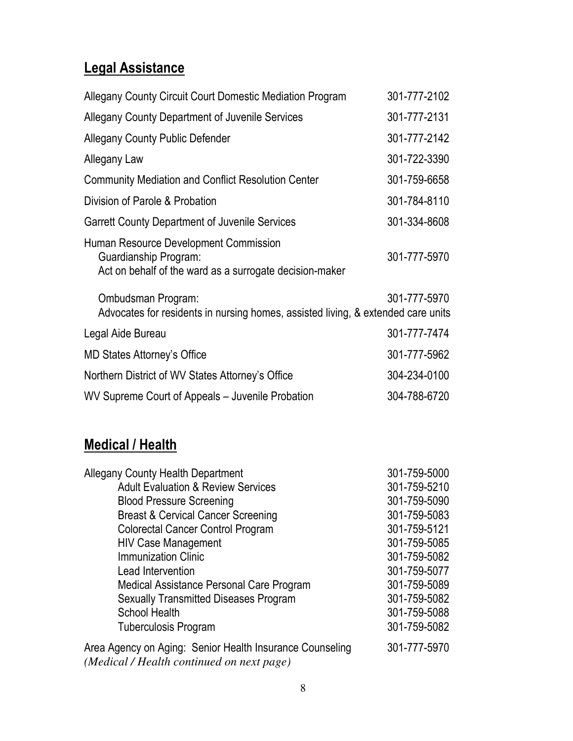## Legal Assistance

| | |
|---|---|
| Allegany County Circuit Court Domestic Mediation Program | 301-777-2102 |
| Allegany County Department of Juvenile Services | 301-777-2131 |
| Allegany County Public Defender | 301-777-2142 |
| Allegany Law | 301-722-3390 |
| Community Mediation and Conflict Resolution Center | 301-759-6658 |
| Division of Parole & Probation | 301-784-8110 |
| Garrett County Department of Juvenile Services | 301-334-8608 |
| Human Resource Development Commission<br>Guardianship Program:<br>Act on behalf of the ward as a surrogate decision-maker | 301-777-5970 |
| Ombudsman Program:<br>Advocates for residents in nursing homes, assisted living, & extended care units | 301-777-5970 |
| Legal Aide Bureau | 301-777-7474 |
| MD States Attorney's Office | 301-777-5962 |
| Northern District of WV States Attorney's Office | 304-234-0100 |
| WV Supreme Court of Appeals – Juvenile Probation | 304-788-6720 |

## Medical / Health

| | |
|---|---|
| Allegany County Health Department | 301-759-5000 |
| Adult Evaluation & Review Services | 301-759-5210 |
| Blood Pressure Screening | 301-759-5090 |
| Breast & Cervical Cancer Screening | 301-759-5083 |
| Colorectal Cancer Control Program | 301-759-5121 |
| HIV Case Management | 301-759-5085 |
| Immunization Clinic | 301-759-5082 |
| Lead Intervention | 301-759-5077 |
| Medical Assistance Personal Care Program | 301-759-5089 |
| Sexually Transmitted Diseases Program | 301-759-5082 |
| School Health | 301-759-5088 |
| Tuberculosis Program | 301-759-5082 |
| Area Agency on Aging: Senior Health Insurance Counseling | 301-777-5970 |

*(Medical / Health continued on next page)*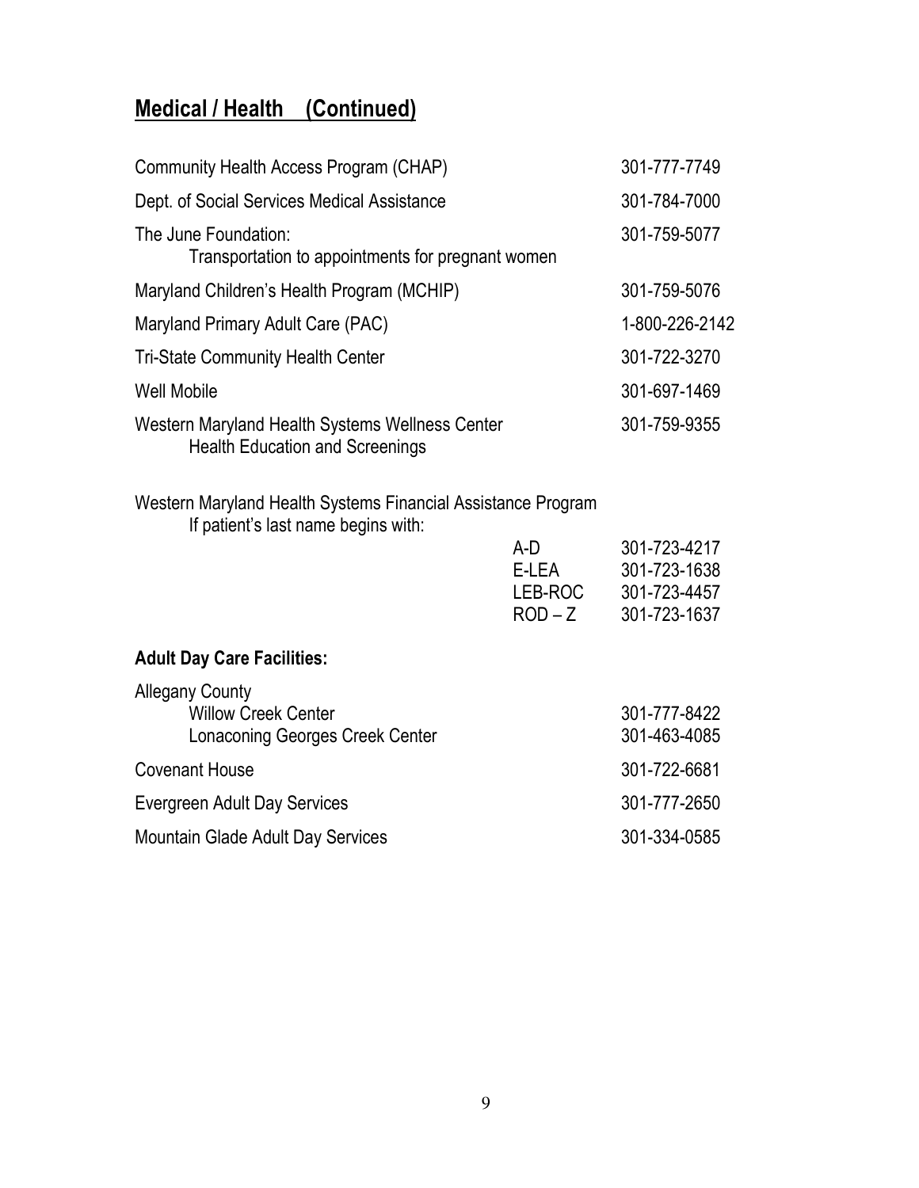## **Medical / Health (Continued)**

| | |
|---|---|
| Community Health Access Program (CHAP) | 301-777-7749 |
| Dept. of Social Services Medical Assistance | 301-784-7000 |
| The June Foundation:<br>Transportation to appointments for pregnant women | 301-759-5077 |
| Maryland Children's Health Program (MCHIP) | 301-759-5076 |
| Maryland Primary Adult Care (PAC) | 1-800-226-2142 |
| Tri-State Community Health Center | 301-722-3270 |
| Well Mobile | 301-697-1469 |
| Western Maryland Health Systems Wellness Center<br>Health Education and Screenings | 301-759-9355 |

Western Maryland Health Systems Financial Assistance Program
If patient's last name begins with:

| | |
|---|---|
| A-D | 301-723-4217 |
| E-LEA | 301-723-1638 |
| LEB-ROC | 301-723-4457 |
| ROD – Z | 301-723-1637 |

### **Adult Day Care Facilities:**

| | |
|---|---|
| Allegany County | |
| Willow Creek Center | 301-777-8422 |
| Lonaconing Georges Creek Center | 301-463-4085 |
| Covenant House | 301-722-6681 |
| Evergreen Adult Day Services | 301-777-2650 |
| Mountain Glade Adult Day Services | 301-334-0585 |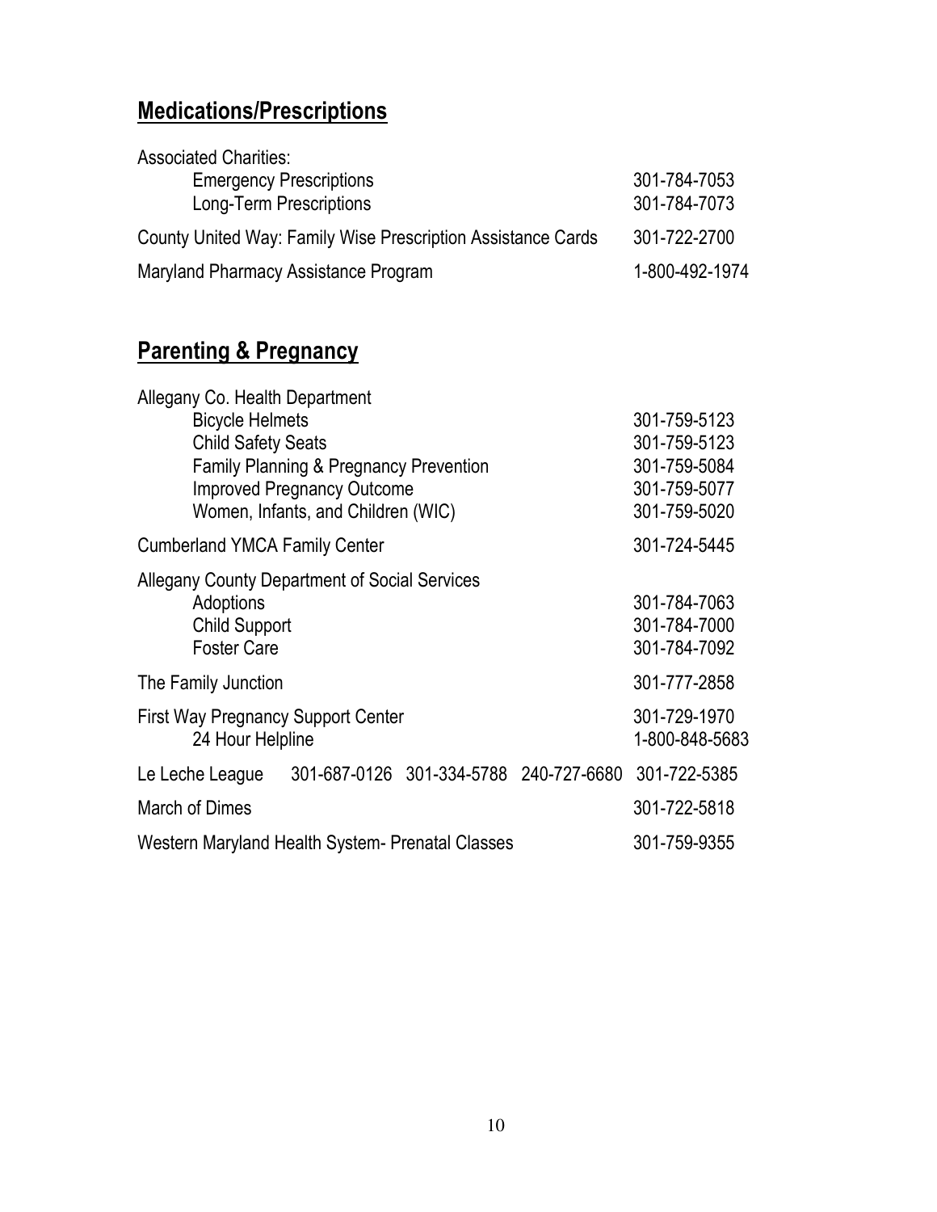## Medications/Prescriptions

Associated Charities:

- Emergency Prescriptions 301-784-7053
- Long-Term Prescriptions 301-784-7073

County United Way: Family Wise Prescription Assistance Cards 301-722-2700

Maryland Pharmacy Assistance Program 1-800-492-1974

## Parenting & Pregnancy

Allegany Co. Health Department

- Bicycle Helmets 301-759-5123
- Child Safety Seats 301-759-5123
- Family Planning & Pregnancy Prevention 301-759-5084
- Improved Pregnancy Outcome 301-759-5077
- Women, Infants, and Children (WIC) 301-759-5020

Cumberland YMCA Family Center 301-724-5445

Allegany County Department of Social Services

- Adoptions 301-784-7063
- Child Support 301-784-7000
- Foster Care 301-784-7092

The Family Junction 301-777-2858

First Way Pregnancy Support Center 301-729-1970

- 24 Hour Helpline 1-800-848-5683

Le Leche League 301-687-0126 301-334-5788 240-727-6680 301-722-5385

March of Dimes 301-722-5818

Western Maryland Health System- Prenatal Classes 301-759-9355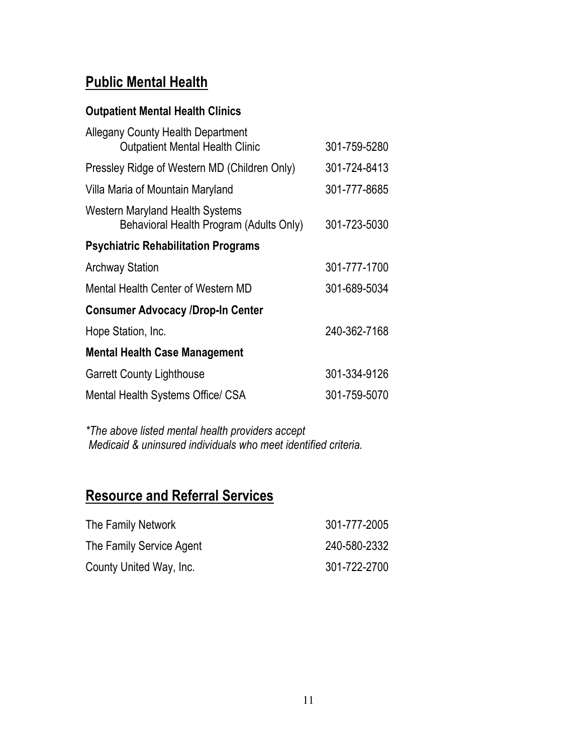## Public Mental Health

### Outpatient Mental Health Clinics

| | |
|---|---|
| Allegany County Health Department<br>Outpatient Mental Health Clinic | 301-759-5280 |
| Pressley Ridge of Western MD (Children Only) | 301-724-8413 |
| Villa Maria of Mountain Maryland | 301-777-8685 |
| Western Maryland Health Systems<br>Behavioral Health Program (Adults Only) | 301-723-5030 |

### Psychiatric Rehabilitation Programs

| | |
|---|---|
| Archway Station | 301-777-1700 |
| Mental Health Center of Western MD | 301-689-5034 |

### Consumer Advocacy /Drop-In Center

| | |
|---|---|
| Hope Station, Inc. | 240-362-7168 |

### Mental Health Case Management

| | |
|---|---|
| Garrett County Lighthouse | 301-334-9126 |
| Mental Health Systems Office/ CSA | 301-759-5070 |

*\*The above listed mental health providers accept Medicaid & uninsured individuals who meet identified criteria.*

## Resource and Referral Services

| | |
|---|---|
| The Family Network | 301-777-2005 |
| The Family Service Agent | 240-580-2332 |
| County United Way, Inc. | 301-722-2700 |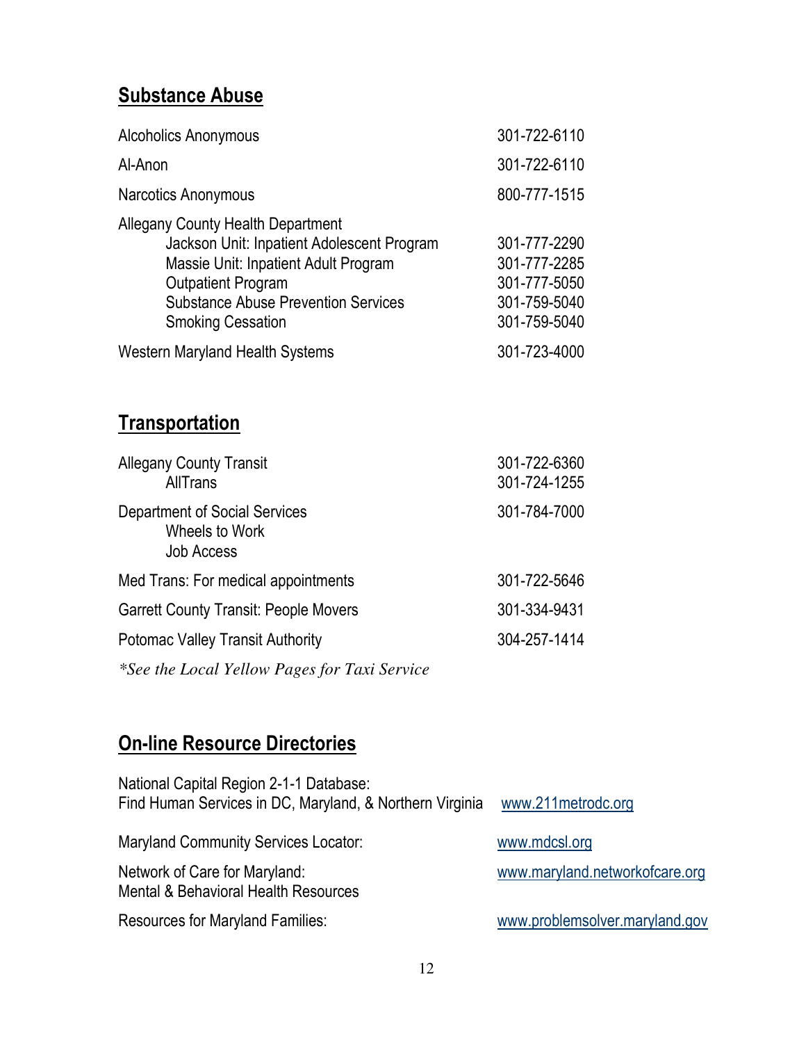## Substance Abuse

| | |
|---|---|
| Alcoholics Anonymous | 301-722-6110 |
| Al-Anon | 301-722-6110 |
| Narcotics Anonymous | 800-777-1515 |
| Allegany County Health Department | |
| Jackson Unit: Inpatient Adolescent Program | 301-777-2290 |
| Massie Unit: Inpatient Adult Program | 301-777-2285 |
| Outpatient Program | 301-777-5050 |
| Substance Abuse Prevention Services | 301-759-5040 |
| Smoking Cessation | 301-759-5040 |
| Western Maryland Health Systems | 301-723-4000 |

## Transportation

| | |
|---|---|
| Allegany County Transit | 301-722-6360 |
| AllTrans | 301-724-1255 |
| Department of Social Services | 301-784-7000 |
| Wheels to Work | |
| Job Access | |
| Med Trans: For medical appointments | 301-722-5646 |
| Garrett County Transit: People Movers | 301-334-9431 |
| Potomac Valley Transit Authority | 304-257-1414 |

*\*See the Local Yellow Pages for Taxi Service*

## On-line Resource Directories

| | |
|---|---|
| National Capital Region 2-1-1 Database: Find Human Services in DC, Maryland, & Northern Virginia | www.211metrodc.org |
| Maryland Community Services Locator: | www.mdcsl.org |
| Network of Care for Maryland: Mental & Behavioral Health Resources | www.maryland.networkofcare.org |
| Resources for Maryland Families: | www.problemsolver.maryland.gov |